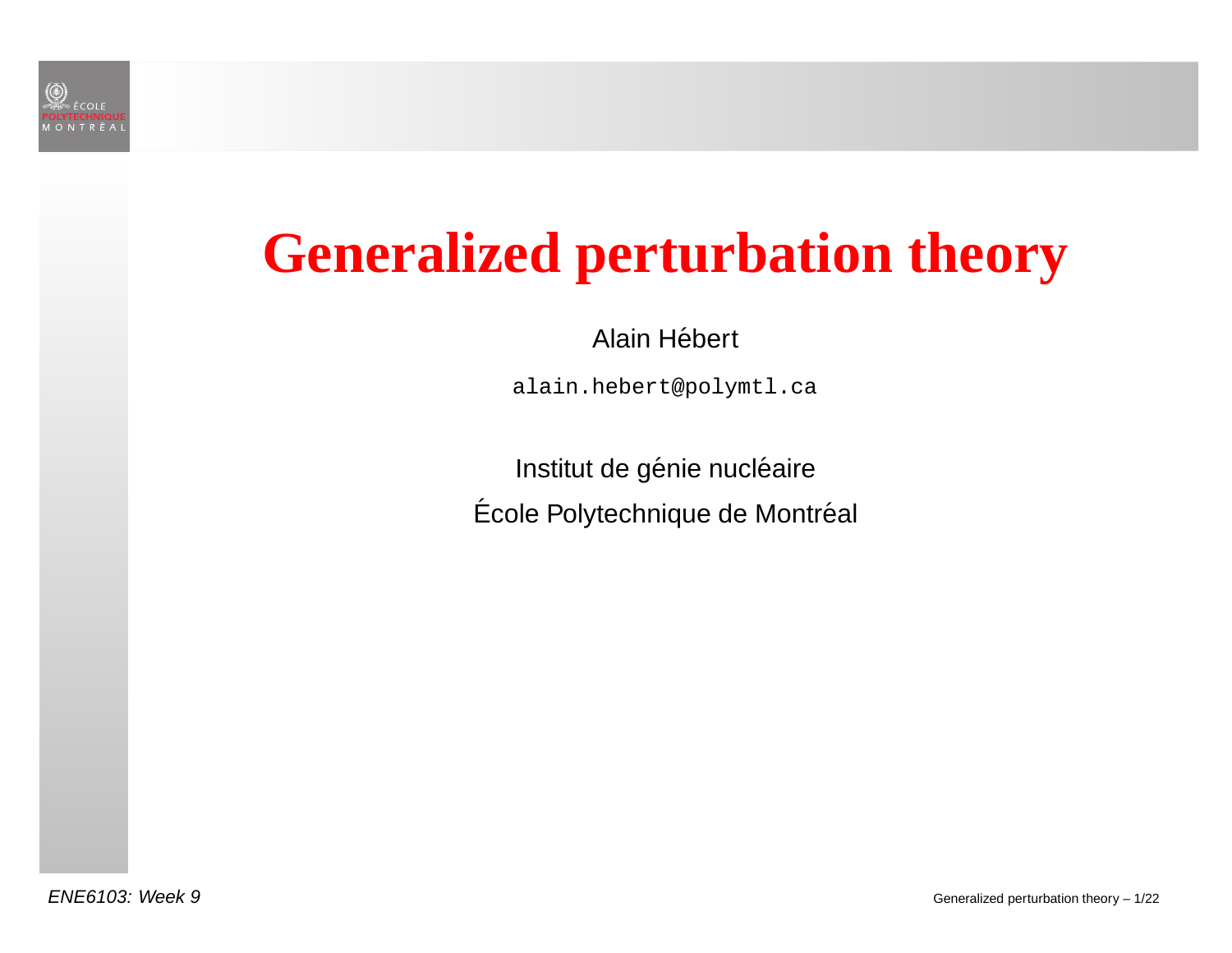# Generalized perturbation theory

Alain Hébert

alain.hebert@polymtl.ca

Institut de génie nucléaire

École Polytechnique de Montréal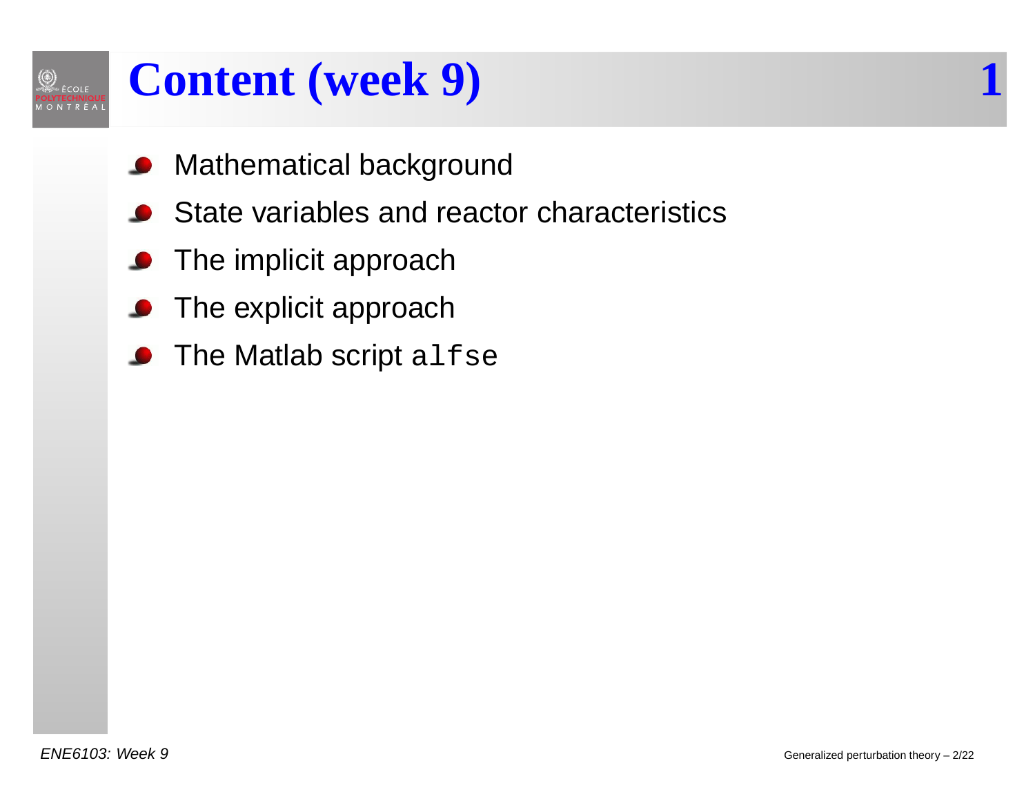# Content (week 9)

- Mathematical background
- State variables and reactor characteristics
- The implicit approach
- The explicit approach
- The Matlab script `alfse`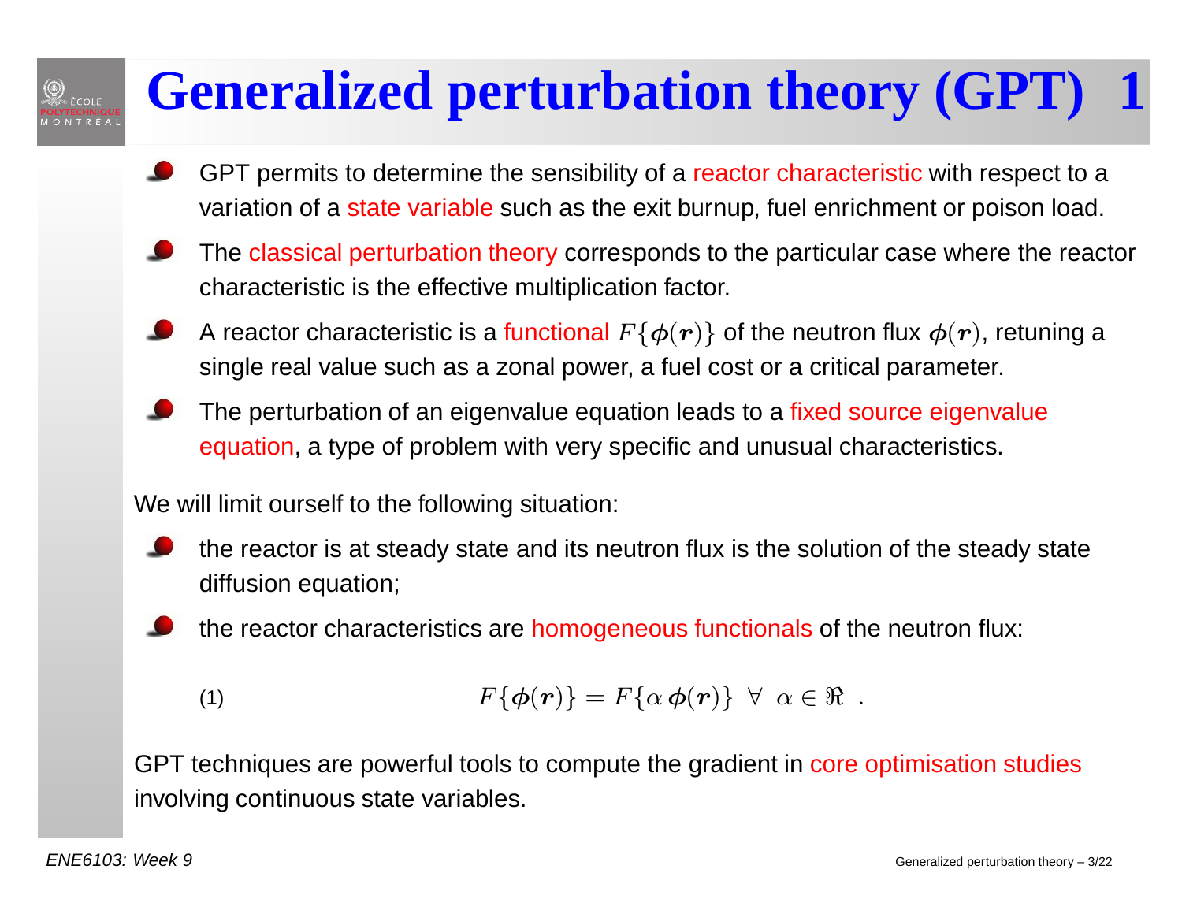# Generalized perturbation theory (GPT) 1

- GPT permits to determine the sensibility of a reactor characteristic with respect to a variation of a state variable such as the exit burnup, fuel enrichment or poison load.
- The classical perturbation theory corresponds to the particular case where the reactor characteristic is the effective multiplication factor.
- A reactor characteristic is a functional $F\{\boldsymbol{\phi}(\boldsymbol{r})\}$ of the neutron flux $\boldsymbol{\phi}(\boldsymbol{r})$, retuning a single real value such as a zonal power, a fuel cost or a critical parameter.
- The perturbation of an eigenvalue equation leads to a fixed source eigenvalue equation, a type of problem with very specific and unusual characteristics.

We will limit ourself to the following situation:

- the reactor is at steady state and its neutron flux is the solution of the steady state diffusion equation;
- the reactor characteristics are homogeneous functionals of the neutron flux:

$$F\{\boldsymbol{\phi}(\boldsymbol{r})\} = F\{\alpha\,\boldsymbol{\phi}(\boldsymbol{r})\} \;\; \forall \;\; \alpha \in \Re \;\; . \tag{1}$$

GPT techniques are powerful tools to compute the gradient in core optimisation studies involving continuous state variables.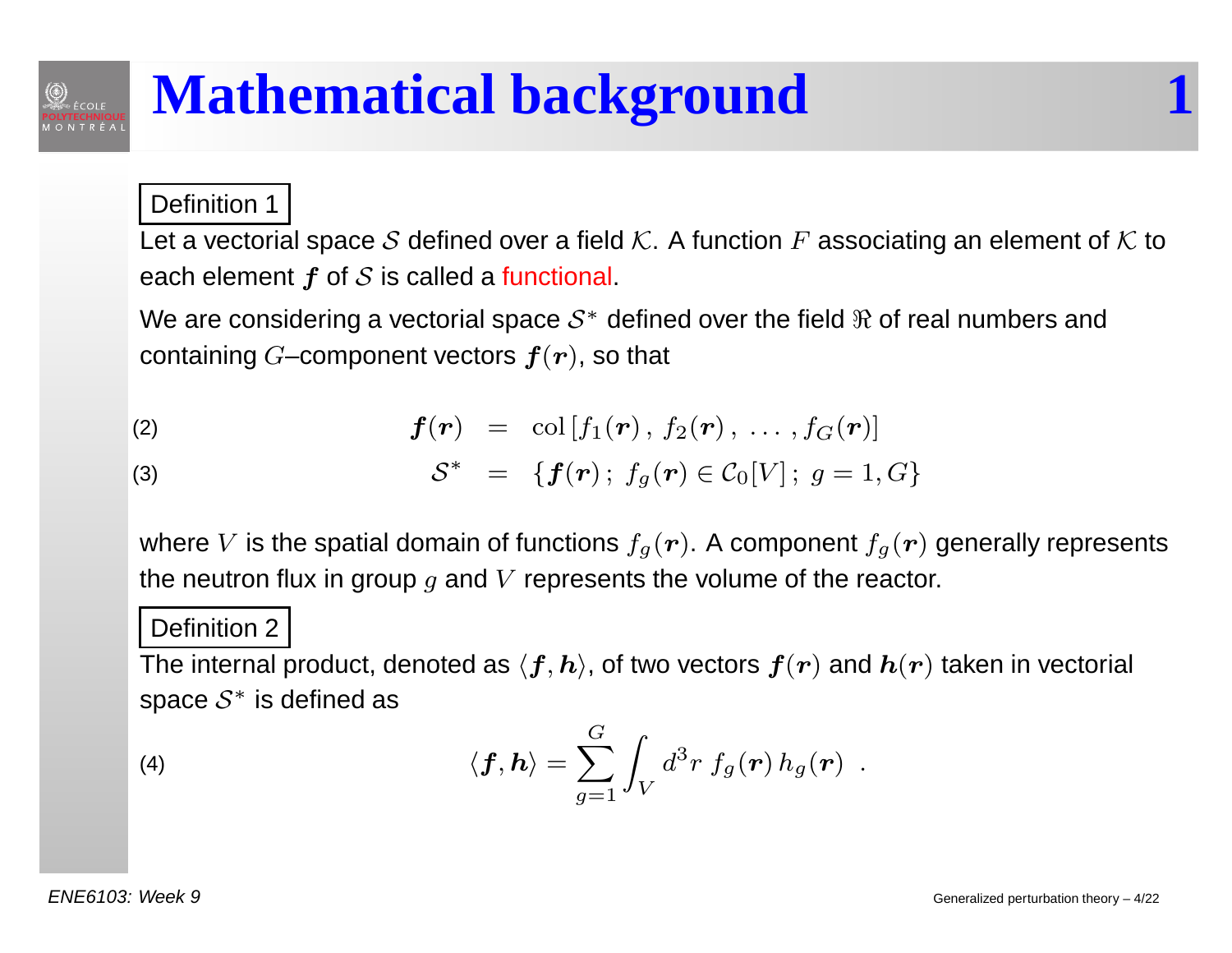# Mathematical background

**Definition 1**

Let a vectorial space $\mathcal{S}$ defined over a field $\mathcal{K}$. A function $F$ associating an element of $\mathcal{K}$ to each element $\boldsymbol{f}$ of $\mathcal{S}$ is called a functional.

We are considering a vectorial space $\mathcal{S}^*$ defined over the field $\Re$ of real numbers and containing $G$–component vectors $\boldsymbol{f}(\boldsymbol{r})$, so that

$$\boldsymbol{f}(\boldsymbol{r}) = \text{col}\left[f_1(\boldsymbol{r}),\, f_2(\boldsymbol{r}),\, \ldots\,, f_G(\boldsymbol{r})\right] \tag{2}$$

$$\mathcal{S}^* = \{\boldsymbol{f}(\boldsymbol{r})\,;\; f_g(\boldsymbol{r}) \in \mathcal{C}_0[V]\,;\; g = 1, G\} \tag{3}$$

where $V$ is the spatial domain of functions $f_g(\boldsymbol{r})$. A component $f_g(\boldsymbol{r})$ generally represents the neutron flux in group $g$ and $V$ represents the volume of the reactor.

**Definition 2**

The internal product, denoted as $\langle \boldsymbol{f}, \boldsymbol{h} \rangle$, of two vectors $\boldsymbol{f}(\boldsymbol{r})$ and $\boldsymbol{h}(\boldsymbol{r})$ taken in vectorial space $\mathcal{S}^*$ is defined as

$$\langle \boldsymbol{f}, \boldsymbol{h} \rangle = \sum_{g=1}^{G} \int_V d^3r\; f_g(\boldsymbol{r})\, h_g(\boldsymbol{r}) \;\; . \tag{4}$$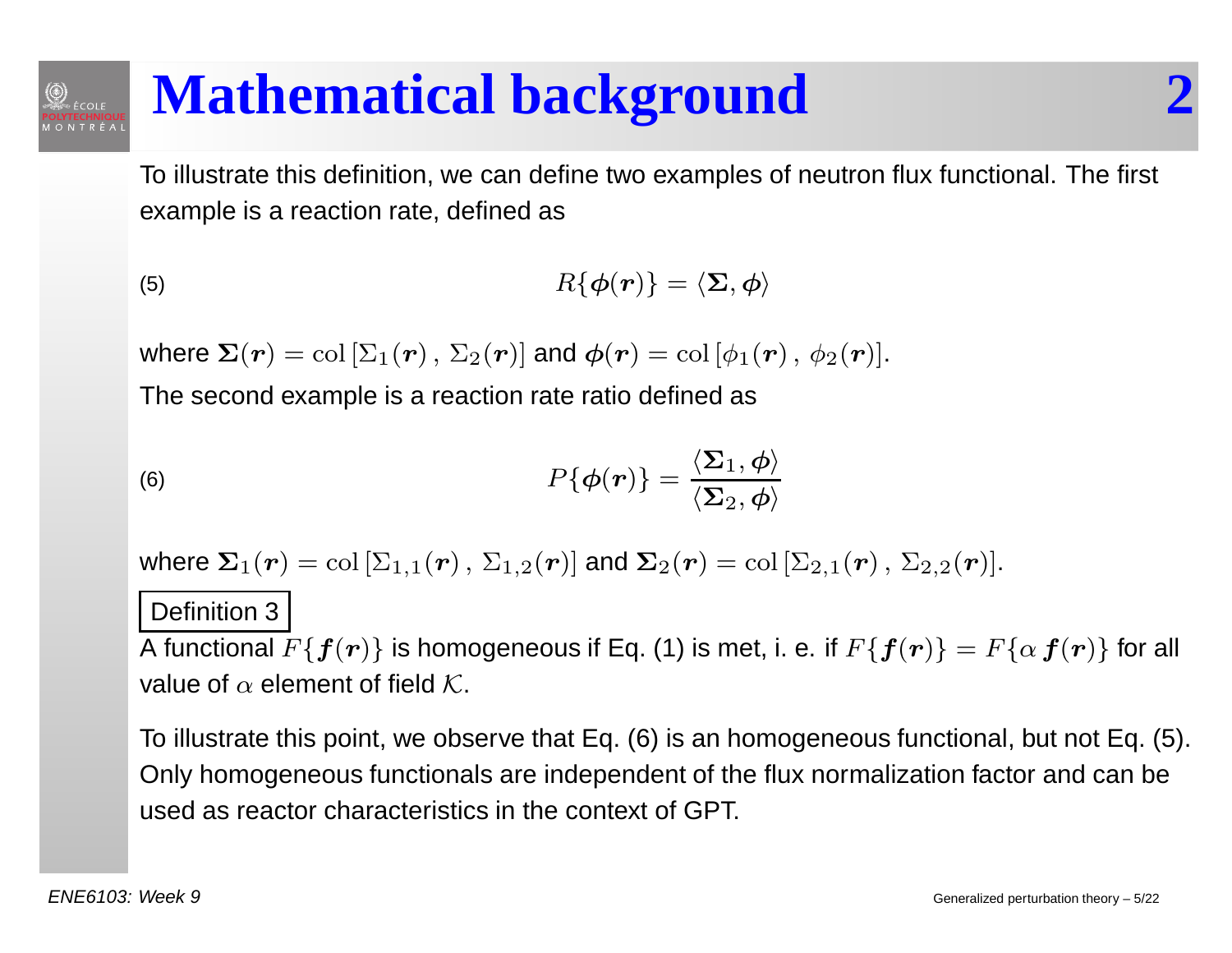# Mathematical background 2

To illustrate this definition, we can define two examples of neutron flux functional. The first example is a reaction rate, defined as

$$R\{\boldsymbol{\phi}(\boldsymbol{r})\} = \langle \boldsymbol{\Sigma}, \boldsymbol{\phi} \rangle \tag{5}$$

where $\boldsymbol{\Sigma}(\boldsymbol{r}) = \mathrm{col}\left[\Sigma_1(\boldsymbol{r}),\, \Sigma_2(\boldsymbol{r})\right]$ and $\boldsymbol{\phi}(\boldsymbol{r}) = \mathrm{col}\left[\phi_1(\boldsymbol{r}),\, \phi_2(\boldsymbol{r})\right]$.

The second example is a reaction rate ratio defined as

$$P\{\boldsymbol{\phi}(\boldsymbol{r})\} = \frac{\langle \boldsymbol{\Sigma}_1, \boldsymbol{\phi} \rangle}{\langle \boldsymbol{\Sigma}_2, \boldsymbol{\phi} \rangle} \tag{6}$$

where $\boldsymbol{\Sigma}_1(\boldsymbol{r}) = \mathrm{col}\left[\Sigma_{1,1}(\boldsymbol{r}),\, \Sigma_{1,2}(\boldsymbol{r})\right]$ and $\boldsymbol{\Sigma}_2(\boldsymbol{r}) = \mathrm{col}\left[\Sigma_{2,1}(\boldsymbol{r}),\, \Sigma_{2,2}(\boldsymbol{r})\right]$.

**Definition 3**

A functional $F\{\boldsymbol{f}(\boldsymbol{r})\}$ is homogeneous if Eq. (1) is met, i. e. if $F\{\boldsymbol{f}(\boldsymbol{r})\} = F\{\alpha\, \boldsymbol{f}(\boldsymbol{r})\}$ for all value of $\alpha$ element of field $\mathcal{K}$.

To illustrate this point, we observe that Eq. (6) is an homogeneous functional, but not Eq. (5). Only homogeneous functionals are independent of the flux normalization factor and can be used as reactor characteristics in the context of GPT.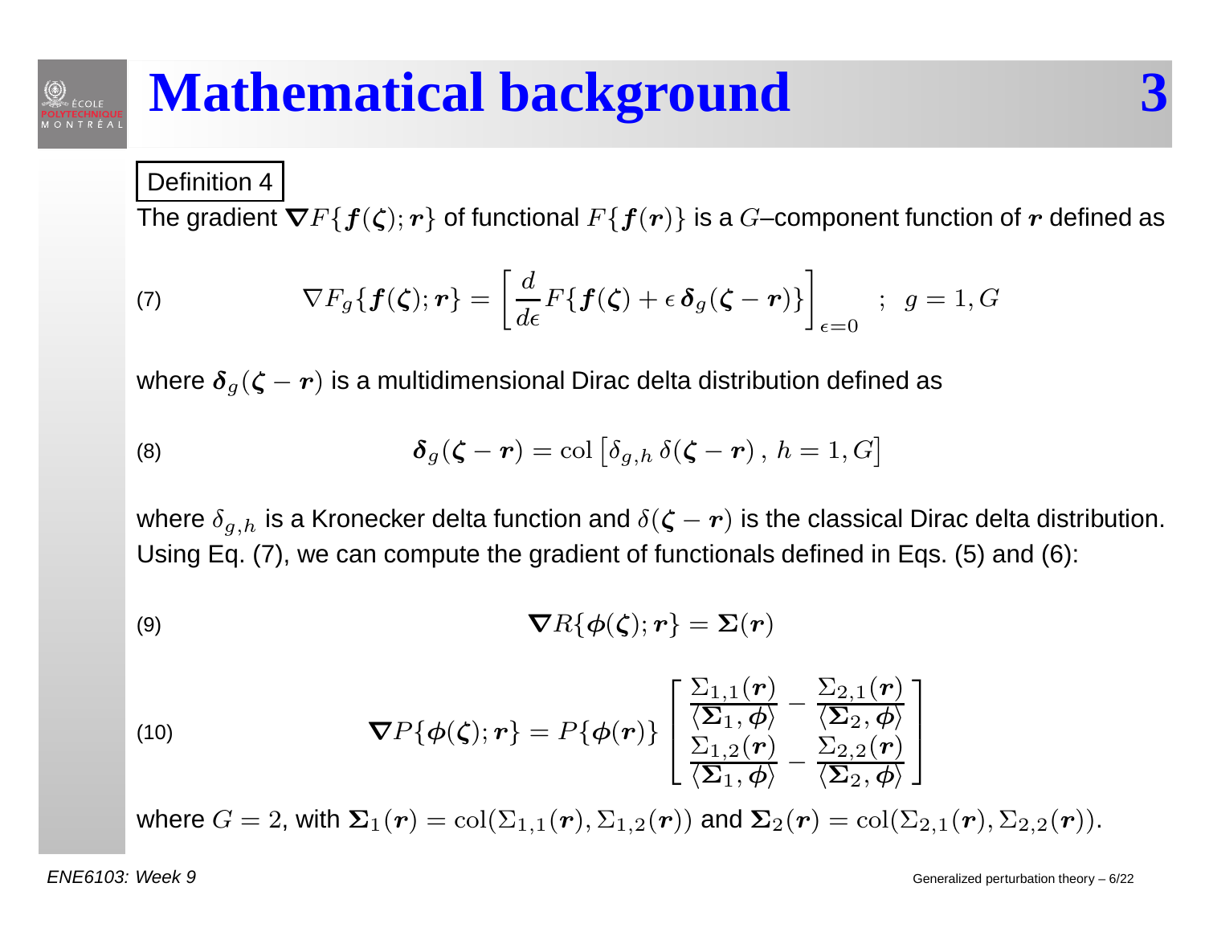# Mathematical background 3

Definition 4

The gradient $\boldsymbol{\nabla} F\{\boldsymbol{f}(\boldsymbol{\zeta});\boldsymbol{r}\}$ of functional $F\{\boldsymbol{f}(\boldsymbol{r})\}$ is a $G$–component function of $\boldsymbol{r}$ defined as

$$\nabla F_g\{\boldsymbol{f}(\boldsymbol{\zeta});\boldsymbol{r}\} = \left[\frac{d}{d\epsilon} F\{\boldsymbol{f}(\boldsymbol{\zeta}) + \epsilon\,\boldsymbol{\delta}_g(\boldsymbol{\zeta}-\boldsymbol{r})\}\right]_{\epsilon=0} \quad ; \;\; g=1,G \tag{7}$$

where $\boldsymbol{\delta}_g(\boldsymbol{\zeta}-\boldsymbol{r})$ is a multidimensional Dirac delta distribution defined as

$$\boldsymbol{\delta}_g(\boldsymbol{\zeta}-\boldsymbol{r}) = \mathrm{col}\left[\delta_{g,h}\,\delta(\boldsymbol{\zeta}-\boldsymbol{r})\,,\; h=1,G\right] \tag{8}$$

where $\delta_{g,h}$ is a Kronecker delta function and $\delta(\boldsymbol{\zeta}-\boldsymbol{r})$ is the classical Dirac delta distribution. Using Eq. (7), we can compute the gradient of functionals defined in Eqs. (5) and (6):

$$\boldsymbol{\nabla} R\{\boldsymbol{\phi}(\boldsymbol{\zeta});\boldsymbol{r}\} = \boldsymbol{\Sigma}(\boldsymbol{r}) \tag{9}$$

$$\boldsymbol{\nabla} P\{\boldsymbol{\phi}(\boldsymbol{\zeta});\boldsymbol{r}\} = P\{\boldsymbol{\phi}(\boldsymbol{r})\}\begin{bmatrix} \dfrac{\Sigma_{1,1}(\boldsymbol{r})}{\langle \boldsymbol{\Sigma}_1,\boldsymbol{\phi}\rangle} - \dfrac{\Sigma_{2,1}(\boldsymbol{r})}{\langle \boldsymbol{\Sigma}_2,\boldsymbol{\phi}\rangle} \\ \dfrac{\Sigma_{1,2}(\boldsymbol{r})}{\langle \boldsymbol{\Sigma}_1,\boldsymbol{\phi}\rangle} - \dfrac{\Sigma_{2,2}(\boldsymbol{r})}{\langle \boldsymbol{\Sigma}_2,\boldsymbol{\phi}\rangle} \end{bmatrix} \tag{10}$$

where $G=2$, with $\boldsymbol{\Sigma}_1(\boldsymbol{r}) = \mathrm{col}(\Sigma_{1,1}(\boldsymbol{r}),\Sigma_{1,2}(\boldsymbol{r}))$ and $\boldsymbol{\Sigma}_2(\boldsymbol{r}) = \mathrm{col}(\Sigma_{2,1}(\boldsymbol{r}),\Sigma_{2,2}(\boldsymbol{r}))$.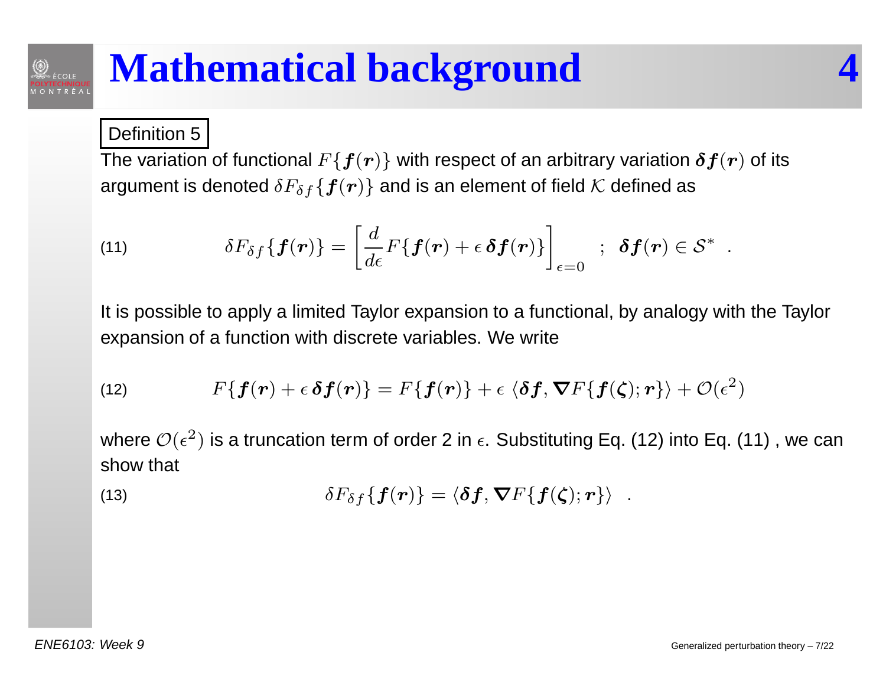# Mathematical background

**Definition 5**

The variation of functional $F\{\boldsymbol{f}(\boldsymbol{r})\}$ with respect of an arbitrary variation $\boldsymbol{\delta f}(\boldsymbol{r})$ of its argument is denoted $\delta F_{\delta f}\{\boldsymbol{f}(\boldsymbol{r})\}$ and is an element of field $\mathcal{K}$ defined as

$$\delta F_{\delta f}\{\boldsymbol{f}(\boldsymbol{r})\} = \left[\frac{d}{d\epsilon} F\{\boldsymbol{f}(\boldsymbol{r}) + \epsilon\, \boldsymbol{\delta f}(\boldsymbol{r})\}\right]_{\epsilon=0} \quad ; \quad \boldsymbol{\delta f}(\boldsymbol{r}) \in \mathcal{S}^* \quad . \tag{11}$$

It is possible to apply a limited Taylor expansion to a functional, by analogy with the Taylor expansion of a function with discrete variables. We write

$$F\{\boldsymbol{f}(\boldsymbol{r}) + \epsilon\, \boldsymbol{\delta f}(\boldsymbol{r})\} = F\{\boldsymbol{f}(\boldsymbol{r})\} + \epsilon\, \langle \boldsymbol{\delta f}, \boldsymbol{\nabla} F\{\boldsymbol{f}(\boldsymbol{\zeta}); \boldsymbol{r}\}\rangle + \mathcal{O}(\epsilon^2) \tag{12}$$

where $\mathcal{O}(\epsilon^2)$ is a truncation term of order 2 in $\epsilon$. Substituting Eq. (12) into Eq. (11) , we can show that

$$\delta F_{\delta f}\{\boldsymbol{f}(\boldsymbol{r})\} = \langle \boldsymbol{\delta f}, \boldsymbol{\nabla} F\{\boldsymbol{f}(\boldsymbol{\zeta}); \boldsymbol{r}\}\rangle \quad . \tag{13}$$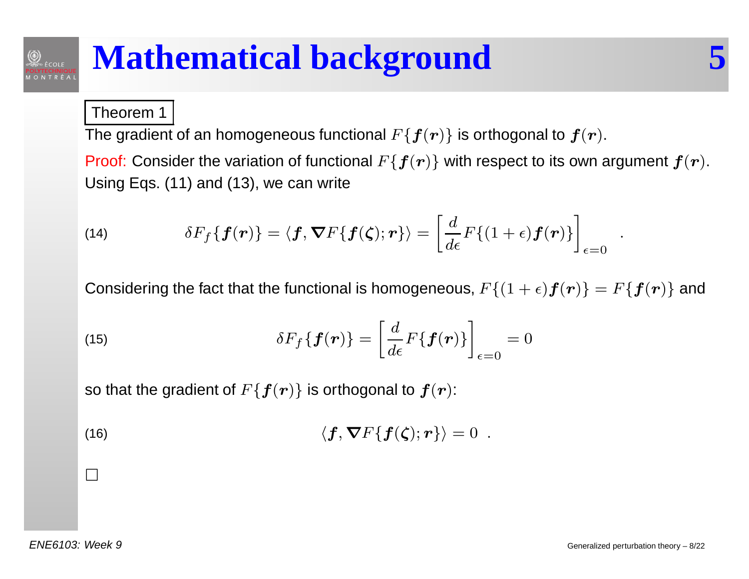# Mathematical background

Theorem 1

The gradient of an homogeneous functional $F\{\boldsymbol{f}(\boldsymbol{r})\}$ is orthogonal to $\boldsymbol{f}(\boldsymbol{r})$.

Proof: Consider the variation of functional $F\{\boldsymbol{f}(\boldsymbol{r})\}$ with respect to its own argument $\boldsymbol{f}(\boldsymbol{r})$. Using Eqs. (11) and (13), we can write

$$\delta F_f\{\boldsymbol{f}(\boldsymbol{r})\} = \langle \boldsymbol{f}, \boldsymbol{\nabla} F\{\boldsymbol{f}(\boldsymbol{\zeta}); \boldsymbol{r}\}\rangle = \left[\frac{d}{d\epsilon} F\{(1+\epsilon)\boldsymbol{f}(\boldsymbol{r})\}\right]_{\epsilon=0} \quad . \tag{14}$$

Considering the fact that the functional is homogeneous, $F\{(1+\epsilon)\boldsymbol{f}(\boldsymbol{r})\} = F\{\boldsymbol{f}(\boldsymbol{r})\}$ and

$$\delta F_f\{\boldsymbol{f}(\boldsymbol{r})\} = \left[\frac{d}{d\epsilon} F\{\boldsymbol{f}(\boldsymbol{r})\}\right]_{\epsilon=0} = 0 \tag{15}$$

so that the gradient of $F\{\boldsymbol{f}(\boldsymbol{r})\}$ is orthogonal to $\boldsymbol{f}(\boldsymbol{r})$:

$$\langle \boldsymbol{f}, \boldsymbol{\nabla} F\{\boldsymbol{f}(\boldsymbol{\zeta}); \boldsymbol{r}\}\rangle = 0 \quad . \tag{16}$$

□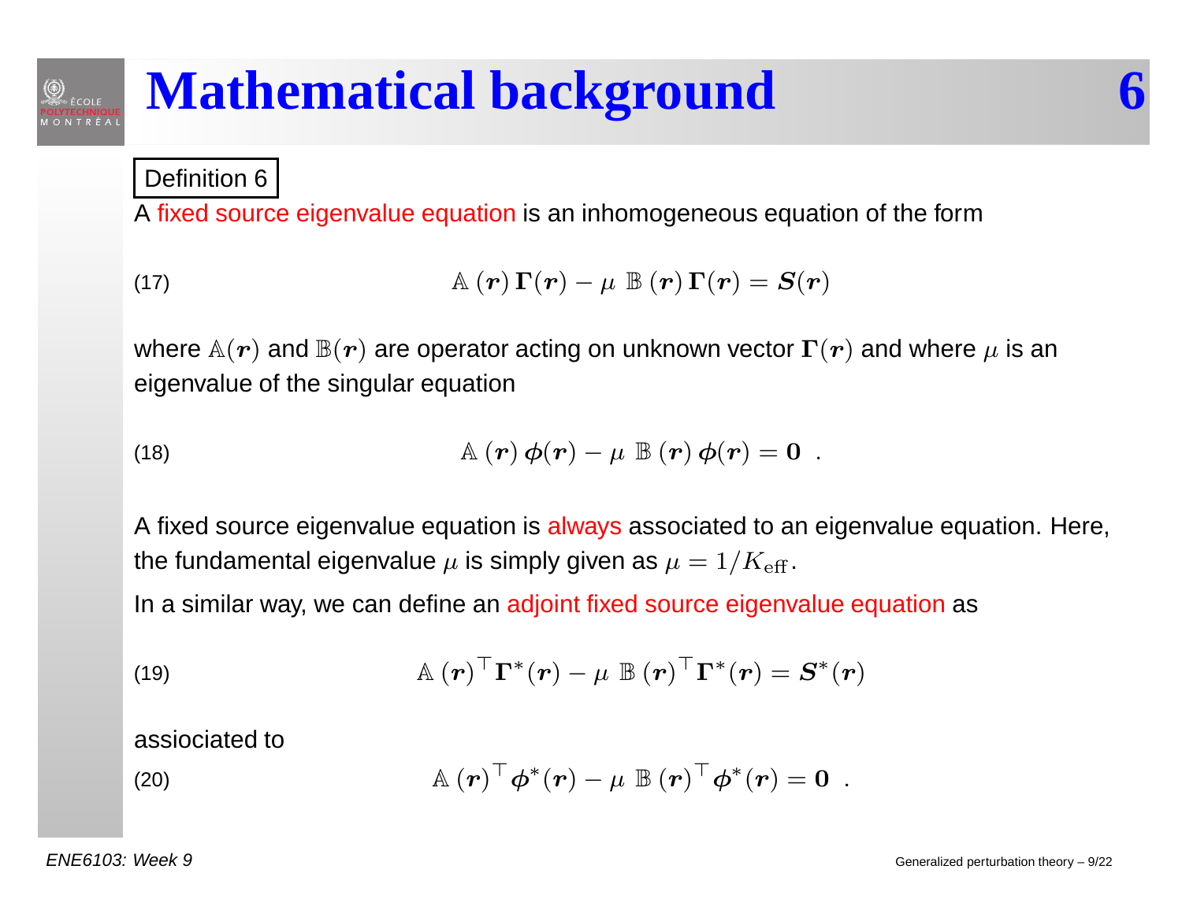# Mathematical background

Definition 6

A fixed source eigenvalue equation is an inhomogeneous equation of the form

$$\mathbb{A}\,(\boldsymbol{r})\,\boldsymbol{\Gamma}(\boldsymbol{r}) - \mu\;\mathbb{B}\,(\boldsymbol{r})\,\boldsymbol{\Gamma}(\boldsymbol{r}) = \boldsymbol{S}(\boldsymbol{r}) \tag{17}$$

where $\mathbb{A}(\boldsymbol{r})$ and $\mathbb{B}(\boldsymbol{r})$ are operator acting on unknown vector $\boldsymbol{\Gamma}(\boldsymbol{r})$ and where $\mu$ is an eigenvalue of the singular equation

$$\mathbb{A}\,(\boldsymbol{r})\,\boldsymbol{\phi}(\boldsymbol{r}) - \mu\;\mathbb{B}\,(\boldsymbol{r})\,\boldsymbol{\phi}(\boldsymbol{r}) = \mathbf{0} \ . \tag{18}$$

A fixed source eigenvalue equation is always associated to an eigenvalue equation. Here, the fundamental eigenvalue $\mu$ is simply given as $\mu = 1/K_{\text{eff}}$.

In a similar way, we can define an adjoint fixed source eigenvalue equation as

$$\mathbb{A}\,(\boldsymbol{r})^\top\boldsymbol{\Gamma}^*(\boldsymbol{r}) - \mu\;\mathbb{B}\,(\boldsymbol{r})^\top\boldsymbol{\Gamma}^*(\boldsymbol{r}) = \boldsymbol{S}^*(\boldsymbol{r}) \tag{19}$$

assiociated to

$$\mathbb{A}\,(\boldsymbol{r})^\top\boldsymbol{\phi}^*(\boldsymbol{r}) - \mu\;\mathbb{B}\,(\boldsymbol{r})^\top\boldsymbol{\phi}^*(\boldsymbol{r}) = \mathbf{0} \ . \tag{20}$$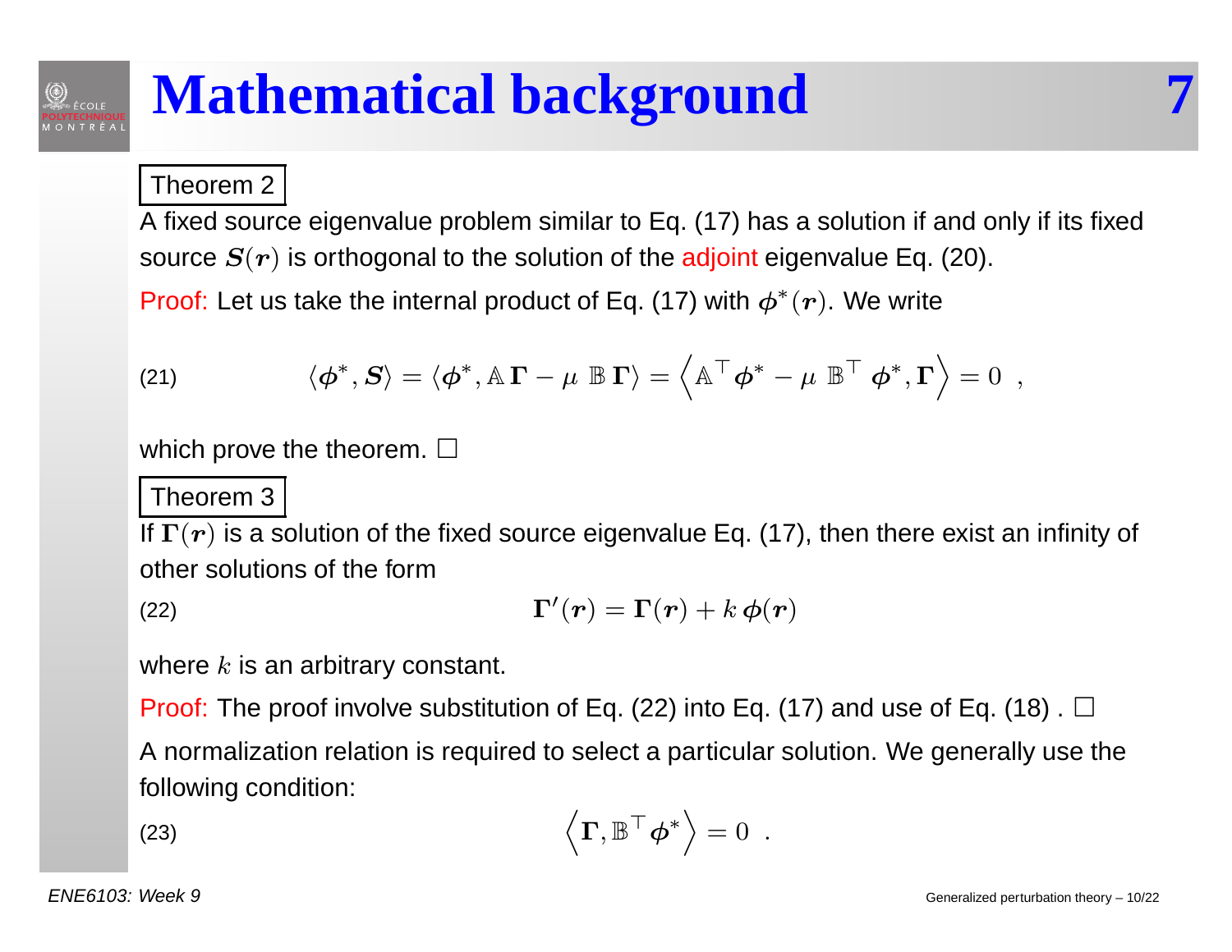# Mathematical background

**Theorem 2**

A fixed source eigenvalue problem similar to Eq. (17) has a solution if and only if its fixed source $\boldsymbol{S}(\boldsymbol{r})$ is orthogonal to the solution of the adjoint eigenvalue Eq. (20).

Proof: Let us take the internal product of Eq. (17) with $\boldsymbol{\phi}^*(\boldsymbol{r})$. We write

$$\langle \boldsymbol{\phi}^*, \boldsymbol{S} \rangle = \langle \boldsymbol{\phi}^*, \mathbb{A}\,\boldsymbol{\Gamma} - \mu\ \mathbb{B}\,\boldsymbol{\Gamma} \rangle = \left\langle \mathbb{A}^\top \boldsymbol{\phi}^* - \mu\ \mathbb{B}^\top\ \boldsymbol{\phi}^*, \boldsymbol{\Gamma} \right\rangle = 0 \ , \tag{21}$$

which prove the theorem. □

**Theorem 3**

If $\boldsymbol{\Gamma}(\boldsymbol{r})$ is a solution of the fixed source eigenvalue Eq. (17), then there exist an infinity of other solutions of the form

$$\boldsymbol{\Gamma}'(\boldsymbol{r}) = \boldsymbol{\Gamma}(\boldsymbol{r}) + k\,\boldsymbol{\phi}(\boldsymbol{r}) \tag{22}$$

where $k$ is an arbitrary constant.

Proof: The proof involve substitution of Eq. (22) into Eq. (17) and use of Eq. (18) . □

A normalization relation is required to select a particular solution. We generally use the following condition:

$$\left\langle \boldsymbol{\Gamma}, \mathbb{B}^\top \boldsymbol{\phi}^* \right\rangle = 0 \ . \tag{23}$$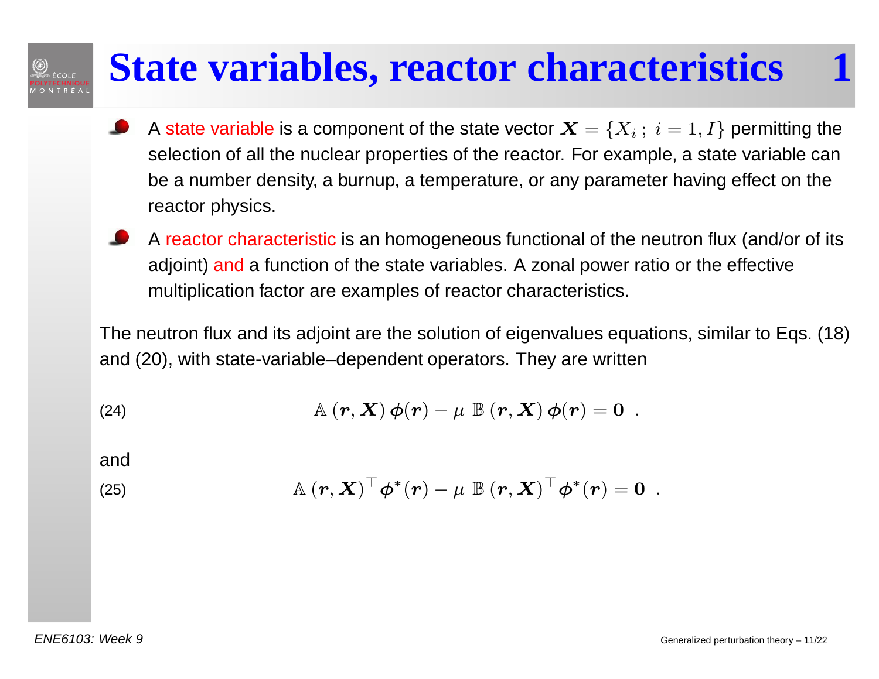# State variables, reactor characteristics 1

- A state variable is a component of the state vector $\boldsymbol{X} = \{X_i \, ; \; i = 1, I\}$ permitting the selection of all the nuclear properties of the reactor. For example, a state variable can be a number density, a burnup, a temperature, or any parameter having effect on the reactor physics.
- A reactor characteristic is an homogeneous functional of the neutron flux (and/or of its adjoint) and a function of the state variables. A zonal power ratio or the effective multiplication factor are examples of reactor characteristics.

The neutron flux and its adjoint are the solution of eigenvalues equations, similar to Eqs. (18) and (20), with state-variable–dependent operators. They are written

$$\mathbb{A}\left(\boldsymbol{r}, \boldsymbol{X}\right) \boldsymbol{\phi}(\boldsymbol{r}) - \mu \; \mathbb{B}\left(\boldsymbol{r}, \boldsymbol{X}\right) \boldsymbol{\phi}(\boldsymbol{r}) = \boldsymbol{0} \quad . \tag{24}$$

and

$$\mathbb{A}\left(\boldsymbol{r}, \boldsymbol{X}\right)^{\top} \boldsymbol{\phi}^{*}(\boldsymbol{r}) - \mu \; \mathbb{B}\left(\boldsymbol{r}, \boldsymbol{X}\right)^{\top} \boldsymbol{\phi}^{*}(\boldsymbol{r}) = \boldsymbol{0} \quad . \tag{25}$$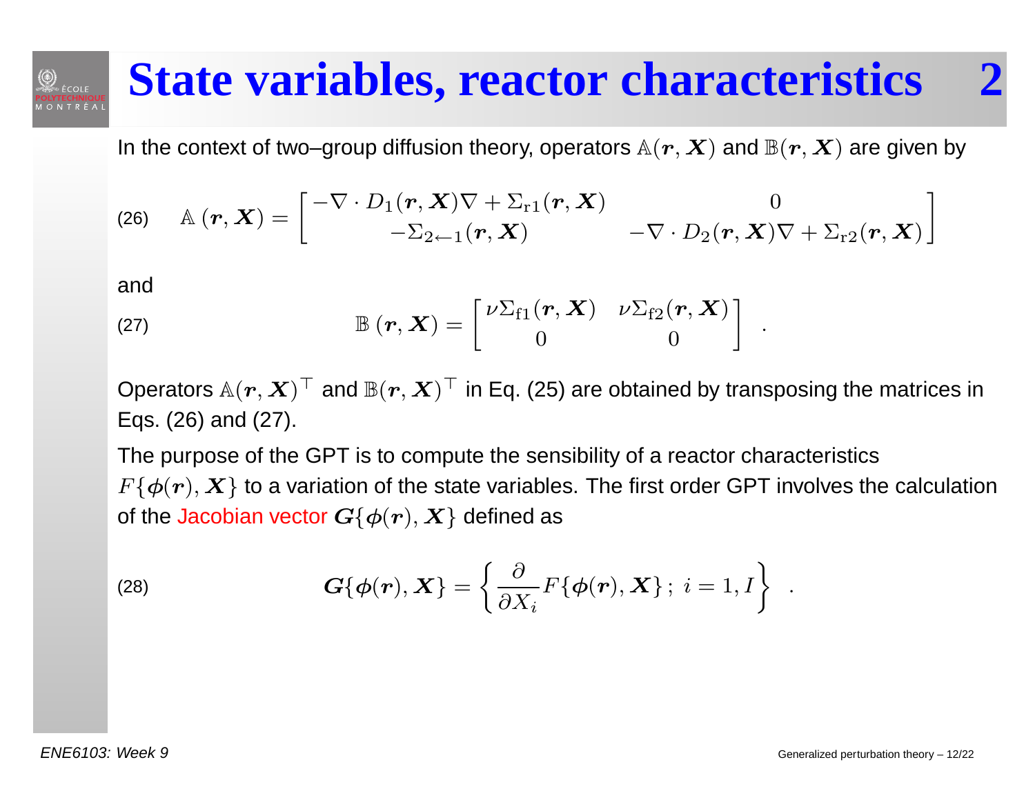# State variables, reactor characteristics 2

In the context of two–group diffusion theory, operators $\mathbb{A}(\boldsymbol{r}, \boldsymbol{X})$ and $\mathbb{B}(\boldsymbol{r}, \boldsymbol{X})$ are given by

$$\mathbb{A}\left(\boldsymbol{r}, \boldsymbol{X}\right) = \begin{bmatrix} -\nabla \cdot D_1(\boldsymbol{r}, \boldsymbol{X})\nabla + \Sigma_{\mathrm{r}1}(\boldsymbol{r}, \boldsymbol{X}) & 0 \\ -\Sigma_{2\leftarrow 1}(\boldsymbol{r}, \boldsymbol{X}) & -\nabla \cdot D_2(\boldsymbol{r}, \boldsymbol{X})\nabla + \Sigma_{\mathrm{r}2}(\boldsymbol{r}, \boldsymbol{X}) \end{bmatrix} \tag{26}$$

and

$$\mathbb{B}\left(\boldsymbol{r}, \boldsymbol{X}\right) = \begin{bmatrix} \nu\Sigma_{\mathrm{f}1}(\boldsymbol{r}, \boldsymbol{X}) & \nu\Sigma_{\mathrm{f}2}(\boldsymbol{r}, \boldsymbol{X}) \\ 0 & 0 \end{bmatrix} \ . \tag{27}$$

Operators $\mathbb{A}(\boldsymbol{r}, \boldsymbol{X})^\top$ and $\mathbb{B}(\boldsymbol{r}, \boldsymbol{X})^\top$ in Eq. (25) are obtained by transposing the matrices in Eqs. (26) and (27).

The purpose of the GPT is to compute the sensibility of a reactor characteristics $F\{\boldsymbol{\phi}(\boldsymbol{r}), \boldsymbol{X}\}$ to a variation of the state variables. The first order GPT involves the calculation of the Jacobian vector $\boldsymbol{G}\{\boldsymbol{\phi}(\boldsymbol{r}), \boldsymbol{X}\}$ defined as

$$\boldsymbol{G}\{\boldsymbol{\phi}(\boldsymbol{r}), \boldsymbol{X}\} = \left\{ \frac{\partial}{\partial X_i} F\{\boldsymbol{\phi}(\boldsymbol{r}), \boldsymbol{X}\} \, ; \; i = 1, I \right\} \ . \tag{28}$$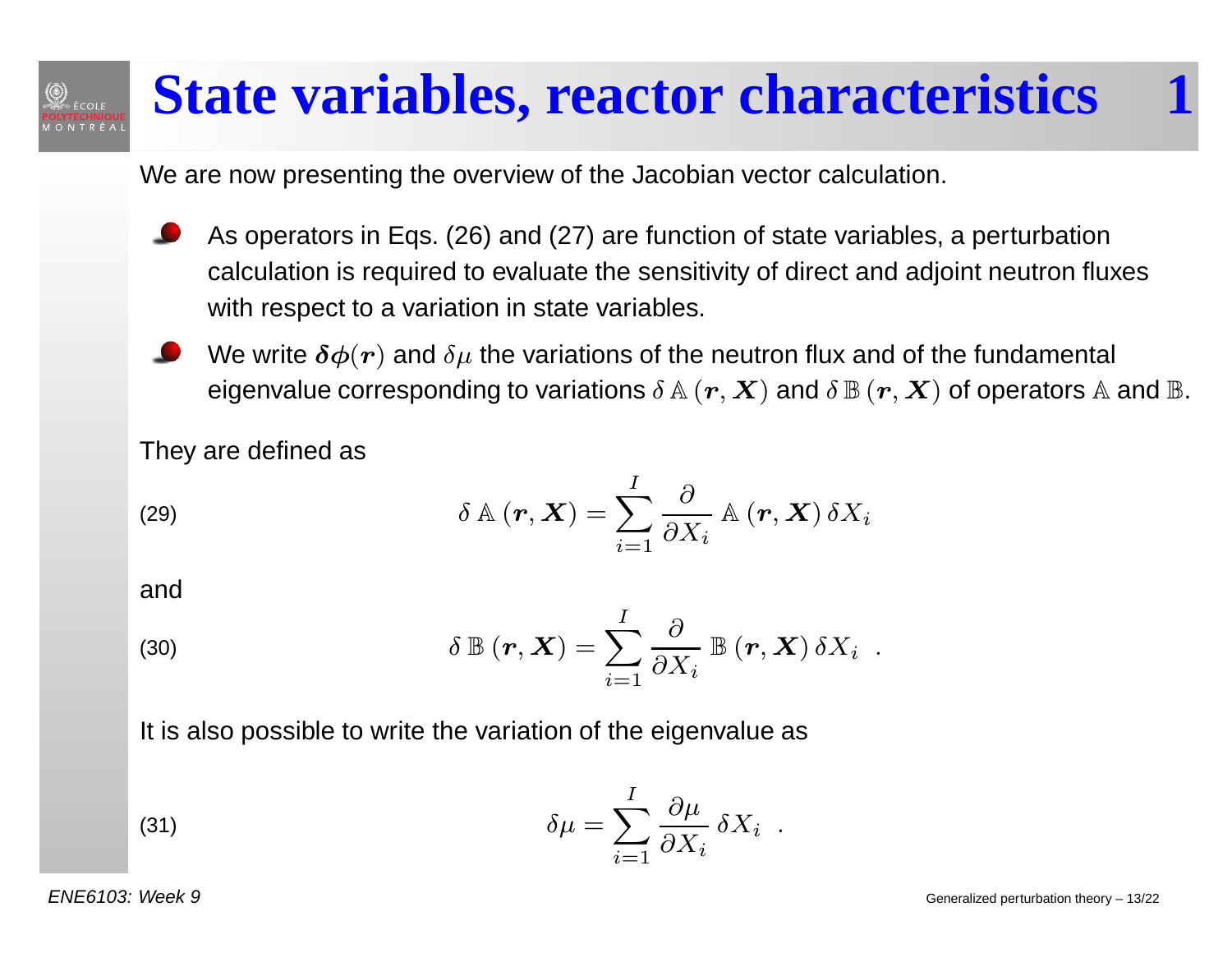# State variables, reactor characteristics 1

We are now presenting the overview of the Jacobian vector calculation.

- As operators in Eqs. (26) and (27) are function of state variables, a perturbation calculation is required to evaluate the sensitivity of direct and adjoint neutron fluxes with respect to a variation in state variables.
- We write $\boldsymbol{\delta\phi}(\boldsymbol{r})$ and $\delta\mu$ the variations of the neutron flux and of the fundamental eigenvalue corresponding to variations $\delta\,\mathbb{A}\,(\boldsymbol{r},\boldsymbol{X})$ and $\delta\,\mathbb{B}\,(\boldsymbol{r},\boldsymbol{X})$ of operators $\mathbb{A}$ and $\mathbb{B}$.

They are defined as

$$\delta\,\mathbb{A}\,(\boldsymbol{r},\boldsymbol{X}) = \sum_{i=1}^{I} \frac{\partial}{\partial X_i}\,\mathbb{A}\,(\boldsymbol{r},\boldsymbol{X})\,\delta X_i \tag{29}$$

and

$$\delta\,\mathbb{B}\,(\boldsymbol{r},\boldsymbol{X}) = \sum_{i=1}^{I} \frac{\partial}{\partial X_i}\,\mathbb{B}\,(\boldsymbol{r},\boldsymbol{X})\,\delta X_i \quad . \tag{30}$$

It is also possible to write the variation of the eigenvalue as

$$\delta\mu = \sum_{i=1}^{I} \frac{\partial \mu}{\partial X_i}\,\delta X_i \quad . \tag{31}$$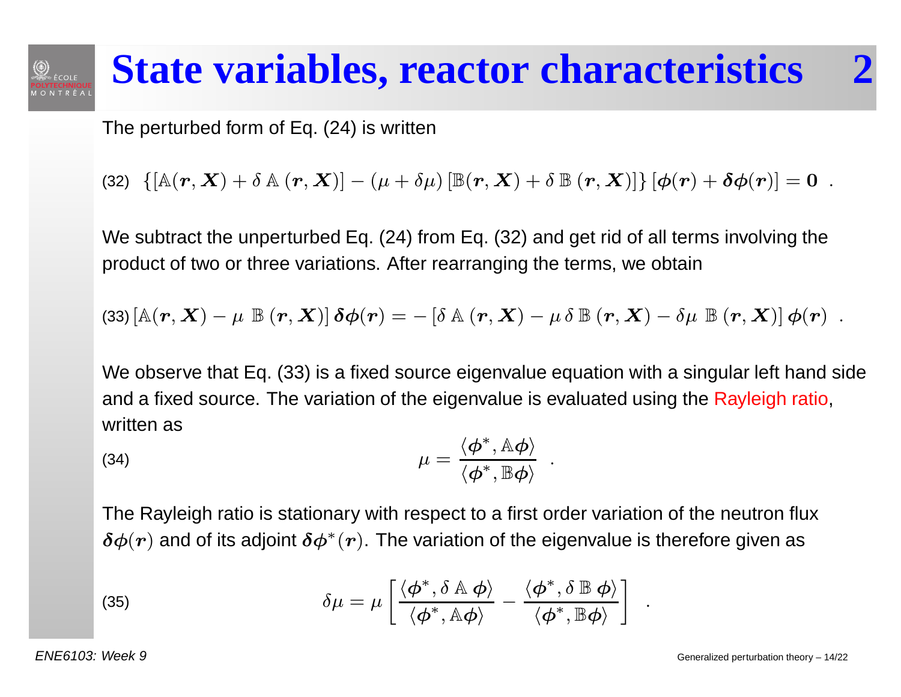# State variables, reactor characteristics 2

The perturbed form of Eq. (24) is written

$$\{[\mathbb{A}(\boldsymbol{r},\boldsymbol{X}) + \delta\,\mathbb{A}\,(\boldsymbol{r},\boldsymbol{X})] - (\mu + \delta\mu)\,[\mathbb{B}(\boldsymbol{r},\boldsymbol{X}) + \delta\,\mathbb{B}\,(\boldsymbol{r},\boldsymbol{X})]\}\,[\boldsymbol{\phi}(\boldsymbol{r}) + \boldsymbol{\delta\phi}(\boldsymbol{r})] = \boldsymbol{0} \quad . \tag{32}$$

We subtract the unperturbed Eq. (24) from Eq. (32) and get rid of all terms involving the product of two or three variations. After rearranging the terms, we obtain

$$[\mathbb{A}(\boldsymbol{r},\boldsymbol{X}) - \mu\;\mathbb{B}\,(\boldsymbol{r},\boldsymbol{X})]\,\boldsymbol{\delta\phi}(\boldsymbol{r}) = -\,[\delta\,\mathbb{A}\,(\boldsymbol{r},\boldsymbol{X}) - \mu\,\delta\,\mathbb{B}\,(\boldsymbol{r},\boldsymbol{X}) - \delta\mu\;\mathbb{B}\,(\boldsymbol{r},\boldsymbol{X})]\,\boldsymbol{\phi}(\boldsymbol{r}) \quad . \tag{33}$$

We observe that Eq. (33) is a fixed source eigenvalue equation with a singular left hand side and a fixed source. The variation of the eigenvalue is evaluated using the Rayleigh ratio, written as

$$\mu = \frac{\langle\boldsymbol{\phi}^*, \mathbb{A}\boldsymbol{\phi}\rangle}{\langle\boldsymbol{\phi}^*, \mathbb{B}\boldsymbol{\phi}\rangle} \quad . \tag{34}$$

The Rayleigh ratio is stationary with respect to a first order variation of the neutron flux $\boldsymbol{\delta\phi}(\boldsymbol{r})$ and of its adjoint $\boldsymbol{\delta\phi}^*(\boldsymbol{r})$. The variation of the eigenvalue is therefore given as

$$\delta\mu = \mu\left[\frac{\langle\boldsymbol{\phi}^*, \delta\,\mathbb{A}\;\boldsymbol{\phi}\rangle}{\langle\boldsymbol{\phi}^*, \mathbb{A}\boldsymbol{\phi}\rangle} - \frac{\langle\boldsymbol{\phi}^*, \delta\,\mathbb{B}\;\boldsymbol{\phi}\rangle}{\langle\boldsymbol{\phi}^*, \mathbb{B}\boldsymbol{\phi}\rangle}\right] \quad . \tag{35}$$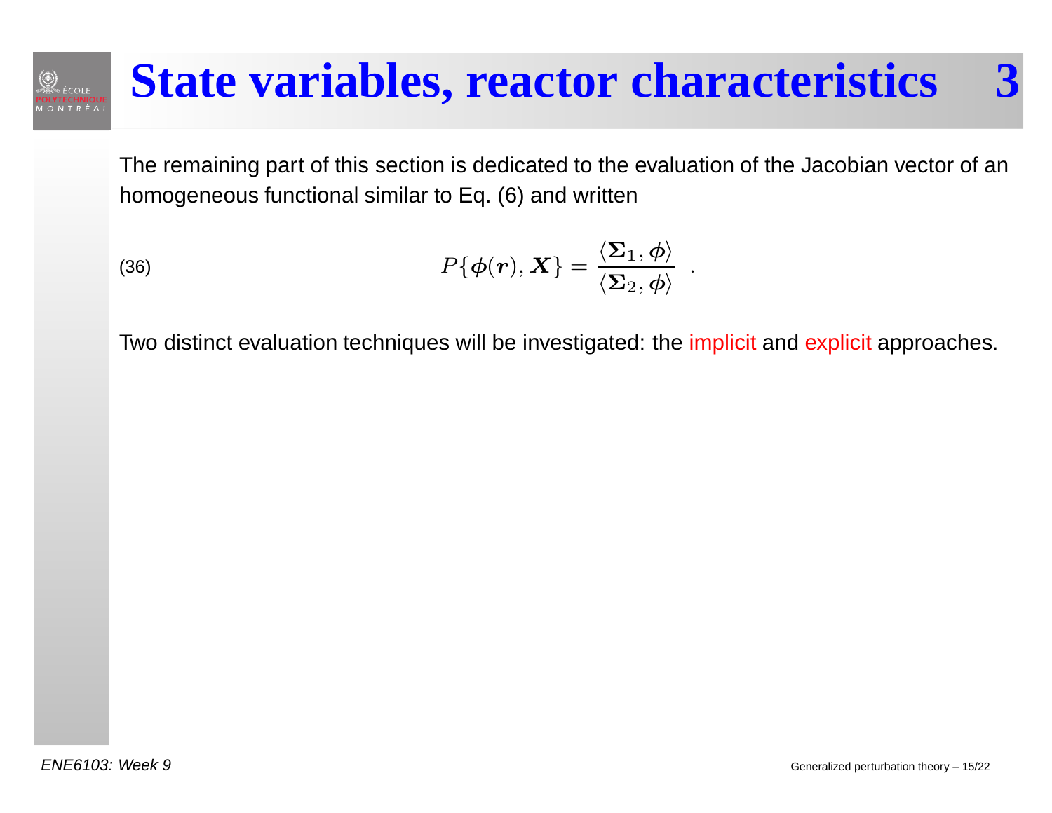# State variables, reactor characteristics 3

The remaining part of this section is dedicated to the evaluation of the Jacobian vector of an homogeneous functional similar to Eq. (6) and written

$$P\{\boldsymbol{\phi}(\boldsymbol{r}), \boldsymbol{X}\} = \frac{\langle \boldsymbol{\Sigma}_1, \boldsymbol{\phi} \rangle}{\langle \boldsymbol{\Sigma}_2, \boldsymbol{\phi} \rangle} \quad . \tag{36}$$

Two distinct evaluation techniques will be investigated: the implicit and explicit approaches.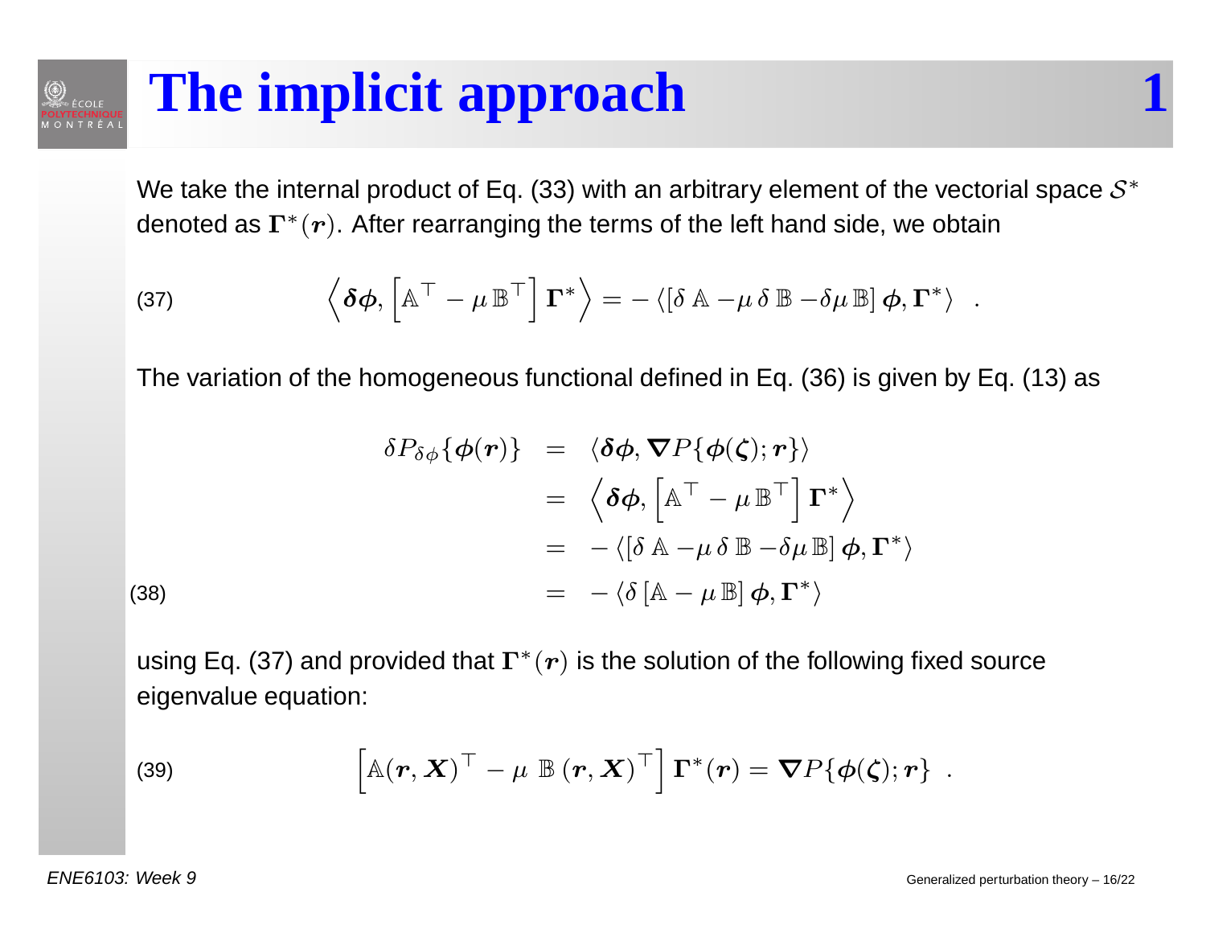# The implicit approach

We take the internal product of Eq. (33) with an arbitrary element of the vectorial space $\mathcal{S}^*$ denoted as $\mathbf{\Gamma}^*(\boldsymbol{r})$. After rearranging the terms of the left hand side, we obtain

$$\left\langle \boldsymbol{\delta\phi}, \left[\mathbb{A}^\top - \mu\,\mathbb{B}^\top\right]\mathbf{\Gamma}^*\right\rangle = -\left\langle \left[\delta\,\mathbb{A} - \mu\,\delta\,\mathbb{B} - \delta\mu\,\mathbb{B}\right]\boldsymbol{\phi}, \mathbf{\Gamma}^*\right\rangle \quad . \tag{37}$$

The variation of the homogeneous functional defined in Eq. (36) is given by Eq. (13) as

$$\begin{aligned}
\delta P_{\delta\phi}\{\boldsymbol{\phi}(\boldsymbol{r})\} &= \langle \boldsymbol{\delta\phi}, \boldsymbol{\nabla} P\{\boldsymbol{\phi}(\boldsymbol{\zeta}); \boldsymbol{r}\}\rangle \\
&= \left\langle \boldsymbol{\delta\phi}, \left[\mathbb{A}^\top - \mu\,\mathbb{B}^\top\right]\mathbf{\Gamma}^*\right\rangle \\
&= -\left\langle \left[\delta\,\mathbb{A} - \mu\,\delta\,\mathbb{B} - \delta\mu\,\mathbb{B}\right]\boldsymbol{\phi}, \mathbf{\Gamma}^*\right\rangle \\
&= -\left\langle \delta\left[\mathbb{A} - \mu\,\mathbb{B}\right]\boldsymbol{\phi}, \mathbf{\Gamma}^*\right\rangle
\end{aligned} \tag{38}$$

using Eq. (37) and provided that $\mathbf{\Gamma}^*(\boldsymbol{r})$ is the solution of the following fixed source eigenvalue equation:

$$\left[\mathbb{A}(\boldsymbol{r}, \boldsymbol{X})^\top - \mu\;\mathbb{B}\,(\boldsymbol{r}, \boldsymbol{X})^\top\right]\mathbf{\Gamma}^*(\boldsymbol{r}) = \boldsymbol{\nabla} P\{\boldsymbol{\phi}(\boldsymbol{\zeta}); \boldsymbol{r}\} \quad . \tag{39}$$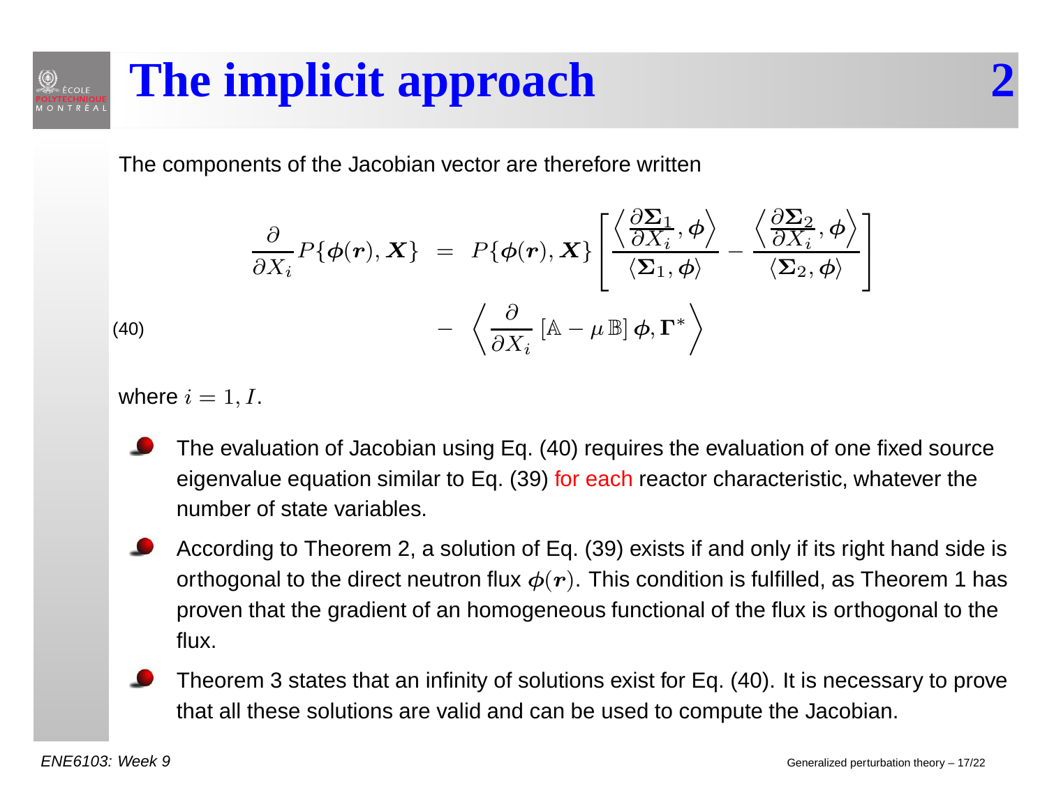# The implicit approach 2

The components of the Jacobian vector are therefore written

$$
\begin{aligned}
\frac{\partial}{\partial X_i} P\{\boldsymbol{\phi}(\boldsymbol{r}), \boldsymbol{X}\} \;&=\; P\{\boldsymbol{\phi}(\boldsymbol{r}), \boldsymbol{X}\} \left[ \frac{\left\langle \dfrac{\partial \boldsymbol{\Sigma}_1}{\partial X_i}, \boldsymbol{\phi} \right\rangle}{\langle \boldsymbol{\Sigma}_1, \boldsymbol{\phi} \rangle} - \frac{\left\langle \dfrac{\partial \boldsymbol{\Sigma}_2}{\partial X_i}, \boldsymbol{\phi} \right\rangle}{\langle \boldsymbol{\Sigma}_2, \boldsymbol{\phi} \rangle} \right] \\
&\quad - \left\langle \frac{\partial}{\partial X_i} \left[ \mathbb{A} - \mu\, \mathbb{B} \right] \boldsymbol{\phi}, \boldsymbol{\Gamma}^* \right\rangle
\end{aligned}
\tag{40}
$$

where $i = 1, I$.

- The evaluation of Jacobian using Eq. (40) requires the evaluation of one fixed source eigenvalue equation similar to Eq. (39) for each reactor characteristic, whatever the number of state variables.
- According to Theorem 2, a solution of Eq. (39) exists if and only if its right hand side is orthogonal to the direct neutron flux $\boldsymbol{\phi}(\boldsymbol{r})$. This condition is fulfilled, as Theorem 1 has proven that the gradient of an homogeneous functional of the flux is orthogonal to the flux.
- Theorem 3 states that an infinity of solutions exist for Eq. (40). It is necessary to prove that all these solutions are valid and can be used to compute the Jacobian.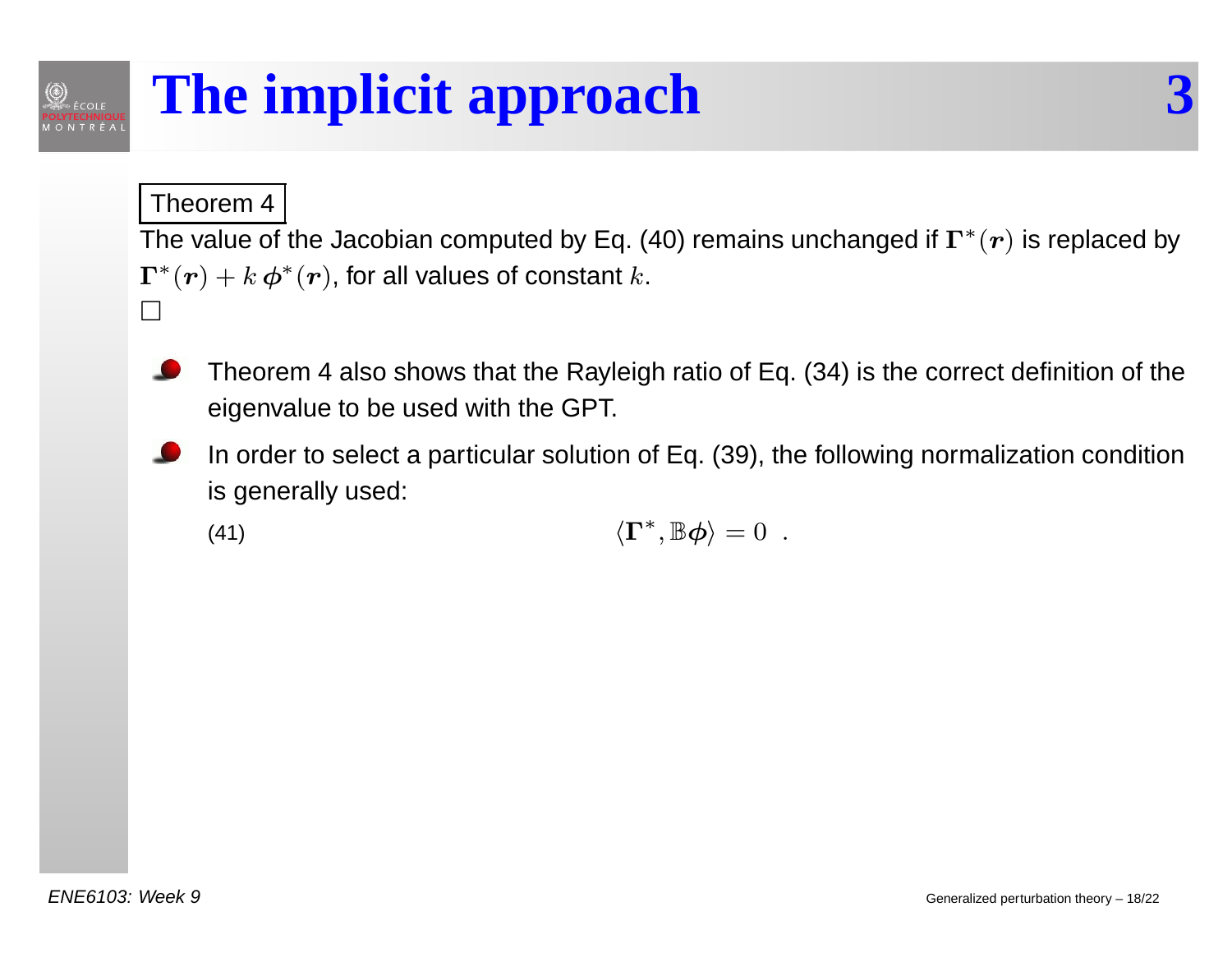# The implicit approach 3

**Theorem 4**

The value of the Jacobian computed by Eq. (40) remains unchanged if $\boldsymbol{\Gamma}^*(\boldsymbol{r})$ is replaced by $\boldsymbol{\Gamma}^*(\boldsymbol{r}) + k\,\boldsymbol{\phi}^*(\boldsymbol{r})$, for all values of constant $k$.

$\square$

- Theorem 4 also shows that the Rayleigh ratio of Eq. (34) is the correct definition of the eigenvalue to be used with the GPT.
- In order to select a particular solution of Eq. (39), the following normalization condition is generally used:

$$\langle \boldsymbol{\Gamma}^*, \mathbb{B}\boldsymbol{\phi} \rangle = 0 \quad . \tag{41}$$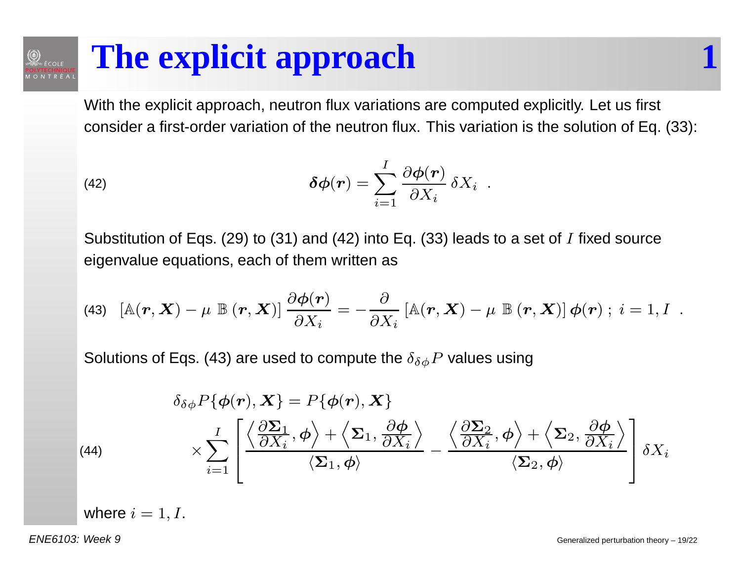# The explicit approach

With the explicit approach, neutron flux variations are computed explicitly. Let us first consider a first-order variation of the neutron flux. This variation is the solution of Eq. (33):

$$\boldsymbol{\delta\phi}(\boldsymbol{r}) = \sum_{i=1}^{I} \frac{\partial \boldsymbol{\phi}(\boldsymbol{r})}{\partial X_i}\, \delta X_i \quad . \tag{42}$$

Substitution of Eqs. (29) to (31) and (42) into Eq. (33) leads to a set of $I$ fixed source eigenvalue equations, each of them written as

$$[\mathbb{A}(\boldsymbol{r},\boldsymbol{X}) - \mu\ \mathbb{B}\,(\boldsymbol{r},\boldsymbol{X})]\, \frac{\partial \boldsymbol{\phi}(\boldsymbol{r})}{\partial X_i} = -\frac{\partial}{\partial X_i}\,[\mathbb{A}(\boldsymbol{r},\boldsymbol{X}) - \mu\ \mathbb{B}\,(\boldsymbol{r},\boldsymbol{X})]\, \boldsymbol{\phi}(\boldsymbol{r})\ ;\ i = 1, I \quad . \tag{43}$$

Solutions of Eqs. (43) are used to compute the $\delta_{\delta\phi} P$ values using

$$\delta_{\delta\phi} P\{\boldsymbol{\phi}(\boldsymbol{r}),\boldsymbol{X}\} = P\{\boldsymbol{\phi}(\boldsymbol{r}),\boldsymbol{X}\} \times \sum_{i=1}^{I} \left[ \frac{\left\langle \frac{\partial \boldsymbol{\Sigma}_1}{\partial X_i}, \boldsymbol{\phi} \right\rangle + \left\langle \boldsymbol{\Sigma}_1, \frac{\partial \boldsymbol{\phi}}{\partial X_i} \right\rangle}{\langle \boldsymbol{\Sigma}_1, \boldsymbol{\phi}\rangle} - \frac{\left\langle \frac{\partial \boldsymbol{\Sigma}_2}{\partial X_i}, \boldsymbol{\phi} \right\rangle + \left\langle \boldsymbol{\Sigma}_2, \frac{\partial \boldsymbol{\phi}}{\partial X_i} \right\rangle}{\langle \boldsymbol{\Sigma}_2, \boldsymbol{\phi}\rangle} \right] \delta X_i \tag{44}$$

where $i = 1, I$.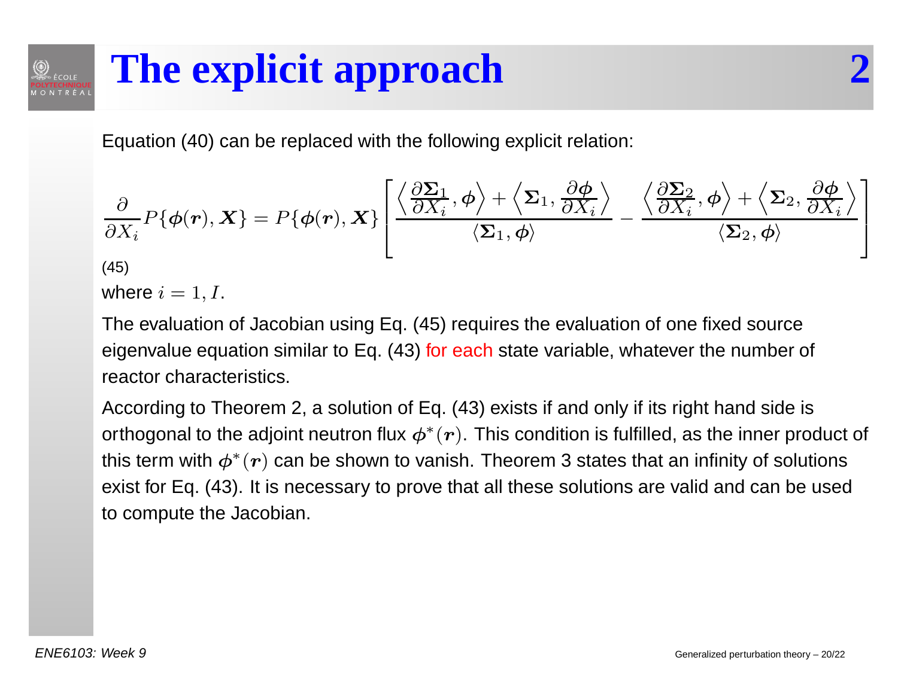# The explicit approach 2

Equation (40) can be replaced with the following explicit relation:

$$\frac{\partial}{\partial X_i} P\{\boldsymbol{\phi}(\boldsymbol{r}), \boldsymbol{X}\} = P\{\boldsymbol{\phi}(\boldsymbol{r}), \boldsymbol{X}\} \left[ \frac{\left\langle \frac{\partial \boldsymbol{\Sigma}_1}{\partial X_i}, \boldsymbol{\phi} \right\rangle + \left\langle \boldsymbol{\Sigma}_1, \frac{\partial \boldsymbol{\phi}}{\partial X_i} \right\rangle}{\langle \boldsymbol{\Sigma}_1, \boldsymbol{\phi} \rangle} - \frac{\left\langle \frac{\partial \boldsymbol{\Sigma}_2}{\partial X_i}, \boldsymbol{\phi} \right\rangle + \left\langle \boldsymbol{\Sigma}_2, \frac{\partial \boldsymbol{\phi}}{\partial X_i} \right\rangle}{\langle \boldsymbol{\Sigma}_2, \boldsymbol{\phi} \rangle} \right]$$

(45)

where $i = 1, I.$

The evaluation of Jacobian using Eq. (45) requires the evaluation of one fixed source eigenvalue equation similar to Eq. (43) for each state variable, whatever the number of reactor characteristics.

According to Theorem 2, a solution of Eq. (43) exists if and only if its right hand side is orthogonal to the adjoint neutron flux $\boldsymbol{\phi}^*(\boldsymbol{r})$. This condition is fulfilled, as the inner product of this term with $\boldsymbol{\phi}^*(\boldsymbol{r})$ can be shown to vanish. Theorem 3 states that an infinity of solutions exist for Eq. (43). It is necessary to prove that all these solutions are valid and can be used to compute the Jacobian.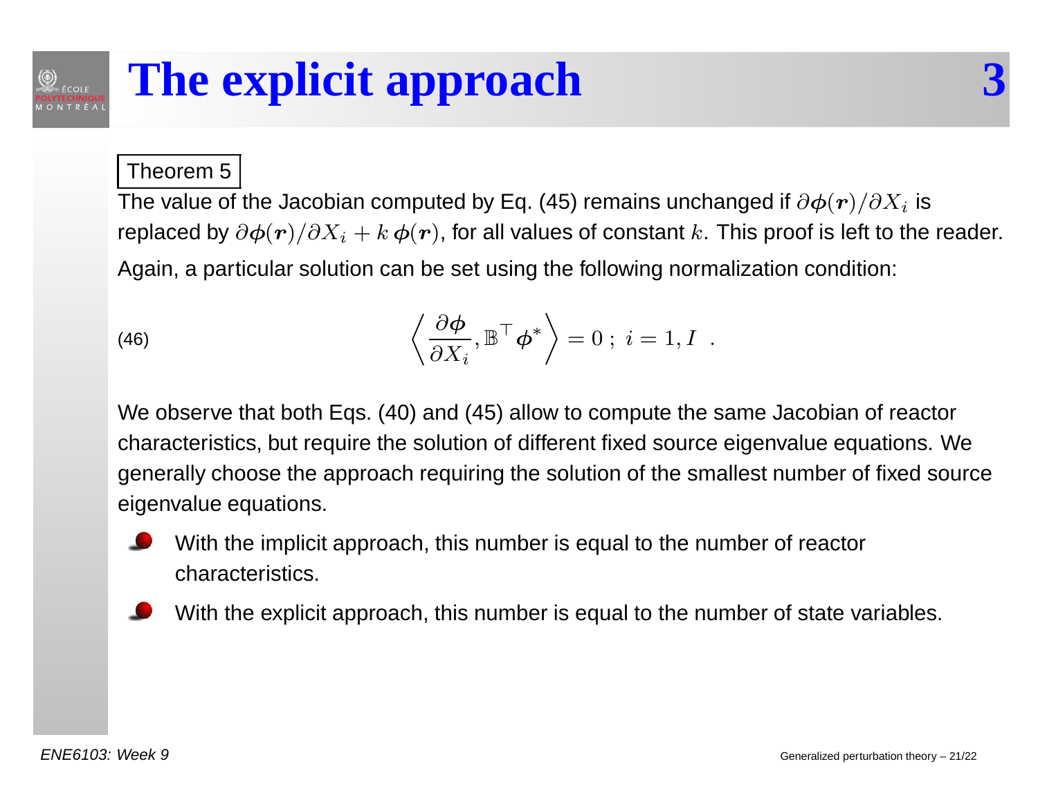# The explicit approach

Theorem 5

The value of the Jacobian computed by Eq. (45) remains unchanged if $\partial\boldsymbol{\phi}(\boldsymbol{r})/\partial X_i$ is replaced by $\partial\boldsymbol{\phi}(\boldsymbol{r})/\partial X_i + k\,\boldsymbol{\phi}(\boldsymbol{r})$, for all values of constant $k$. This proof is left to the reader.

Again, a particular solution can be set using the following normalization condition:

$$\left\langle \frac{\partial \boldsymbol{\phi}}{\partial X_i}, \mathbb{B}^\top \boldsymbol{\phi}^* \right\rangle = 0\ ;\ i = 1, I \quad . \tag{46}$$

We observe that both Eqs. (40) and (45) allow to compute the same Jacobian of reactor characteristics, but require the solution of different fixed source eigenvalue equations. We generally choose the approach requiring the solution of the smallest number of fixed source eigenvalue equations.

- With the implicit approach, this number is equal to the number of reactor characteristics.
- With the explicit approach, this number is equal to the number of state variables.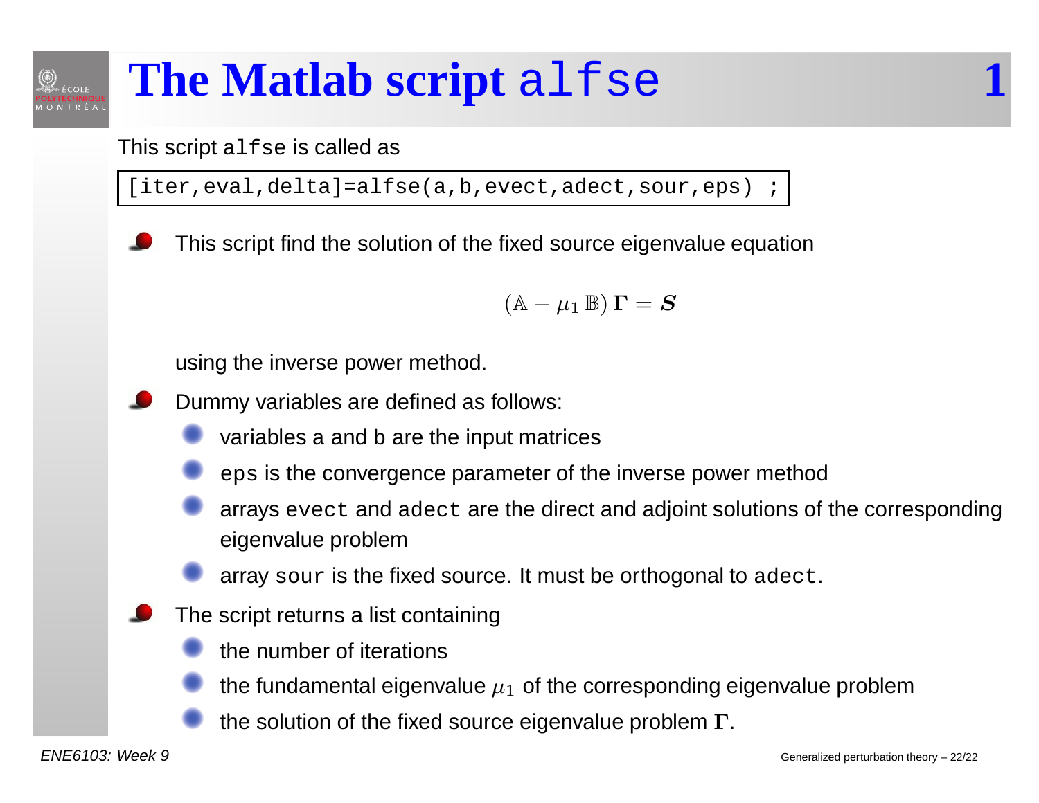# The Matlab script `alfse`

This script `alfse` is called as

```
[iter,eval,delta]=alfse(a,b,evect,adect,sour,eps) ;
```

- This script find the solution of the fixed source eigenvalue equation

$$(\mathbb{A} - \mu_1 \, \mathbb{B}) \, \mathbf{\Gamma} = \boldsymbol{S}$$

  using the inverse power method.

- Dummy variables are defined as follows:
  - variables a and b are the input matrices
  - `eps` is the convergence parameter of the inverse power method
  - arrays `evect` and `adect` are the direct and adjoint solutions of the corresponding eigenvalue problem
  - array `sour` is the fixed source. It must be orthogonal to `adect`.

- The script returns a list containing
  - the number of iterations
  - the fundamental eigenvalue $\mu_1$ of the corresponding eigenvalue problem
  - the solution of the fixed source eigenvalue problem $\mathbf{\Gamma}$.